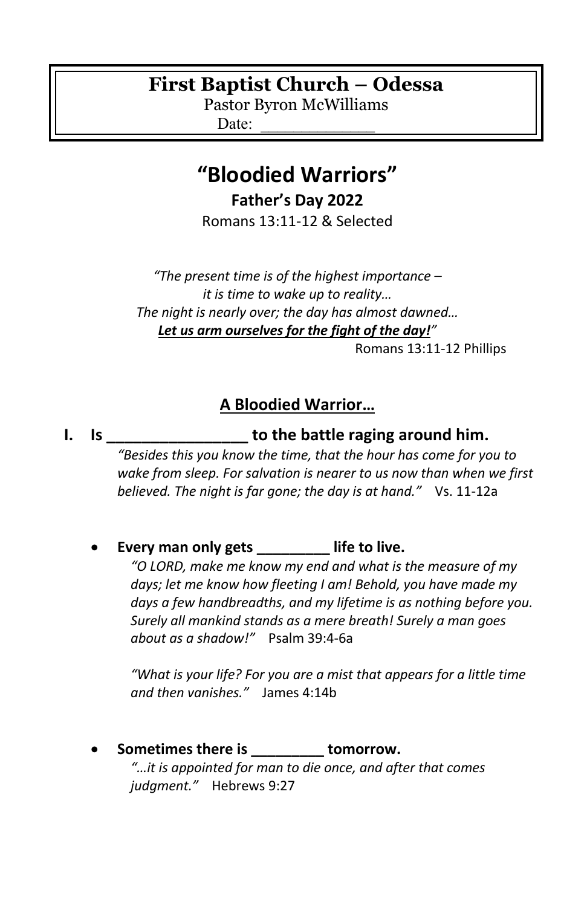**First Baptist Church – Odessa**

Pastor Byron McWilliams

Date: _____________

# "Bloodied Warriors"

### Father's Day 2022

Romans 13:11-12 & Selected

*"The present time is of the highest importance –*
*it is time to wake up to reality…*
*The night is nearly over; the day has almost dawned…*
***Let us arm ourselves for the fight of the day!****"*

Romans 13:11-12 Phillips

## A Bloodied Warrior…

**I. Is ________________ to the battle raging around him.**

*"Besides this you know the time, that the hour has come for you to wake from sleep. For salvation is nearer to us now than when we first believed. The night is far gone; the day is at hand."* Vs. 11-12a

- **Every man only gets _________ life to live.**

  *"O LORD, make me know my end and what is the measure of my days; let me know how fleeting I am! Behold, you have made my days a few handbreadths, and my lifetime is as nothing before you. Surely all mankind stands as a mere breath! Surely a man goes about as a shadow!"* Psalm 39:4-6a

  *"What is your life? For you are a mist that appears for a little time and then vanishes."* James 4:14b

- **Sometimes there is _________ tomorrow.**

  *"…it is appointed for man to die once, and after that comes judgment."* Hebrews 9:27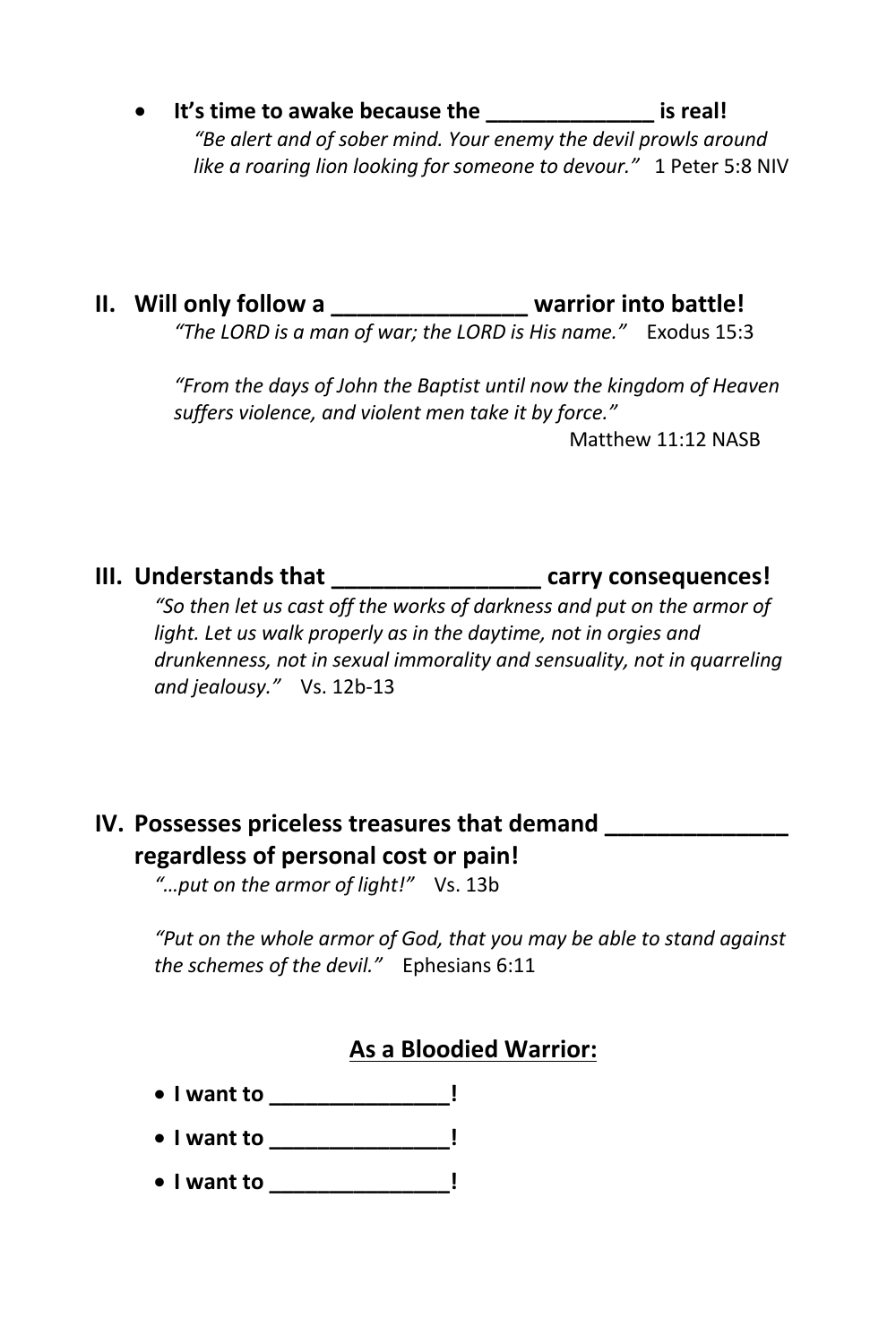- **It's time to awake because the _____________ is real!**
  *"Be alert and of sober mind. Your enemy the devil prowls around like a roaring lion looking for someone to devour."* 1 Peter 5:8 NIV

## II. Will only follow a _______________ warrior into battle!

*"The LORD is a man of war; the LORD is His name."* Exodus 15:3

*"From the days of John the Baptist until now the kingdom of Heaven suffers violence, and violent men take it by force."*
Matthew 11:12 NASB

## III. Understands that ________________ carry consequences!

*"So then let us cast off the works of darkness and put on the armor of light. Let us walk properly as in the daytime, not in orgies and drunkenness, not in sexual immorality and sensuality, not in quarreling and jealousy."* Vs. 12b-13

## IV. Possesses priceless treasures that demand ______________ regardless of personal cost or pain!

*"…put on the armor of light!"* Vs. 13b

*"Put on the whole armor of God, that you may be able to stand against the schemes of the devil."* Ephesians 6:11

### As a Bloodied Warrior:

- **I want to _______________!**
- **I want to _______________!**
- **I want to _______________!**